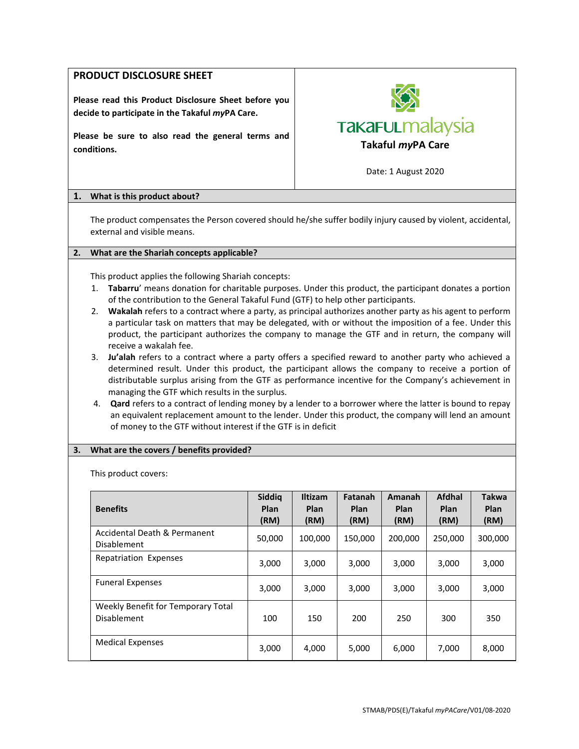# PRODUCT DISCLOSURE SHEET

**Please read this Product Disclosure Sheet before you decide to participate in the Takaful *my*PA Care.**

**Please be sure to also read the general terms and conditions.**

Takaful malaysia

**Takaful *my*PA Care**

Date: 1 August 2020

## 1. What is this product about?

The product compensates the Person covered should he/she suffer bodily injury caused by violent, accidental, external and visible means.

## 2. What are the Shariah concepts applicable?

This product applies the following Shariah concepts:

1. **Tabarru**' means donation for charitable purposes. Under this product, the participant donates a portion of the contribution to the General Takaful Fund (GTF) to help other participants.
2. **Wakalah** refers to a contract where a party, as principal authorizes another party as his agent to perform a particular task on matters that may be delegated, with or without the imposition of a fee. Under this product, the participant authorizes the company to manage the GTF and in return, the company will receive a wakalah fee.
3. **Ju'alah** refers to a contract where a party offers a specified reward to another party who achieved a determined result. Under this product, the participant allows the company to receive a portion of distributable surplus arising from the GTF as performance incentive for the Company's achievement in managing the GTF which results in the surplus.
4. **Qard** refers to a contract of lending money by a lender to a borrower where the latter is bound to repay an equivalent replacement amount to the lender. Under this product, the company will lend an amount of money to the GTF without interest if the GTF is in deficit

## 3. What are the covers / benefits provided?

This product covers:

| Benefits | Siddiq Plan (RM) | Iltizam Plan (RM) | Fatanah Plan (RM) | Amanah Plan (RM) | Afdhal Plan (RM) | Takwa Plan (RM) |
|---|---|---|---|---|---|---|
| Accidental Death & Permanent Disablement | 50,000 | 100,000 | 150,000 | 200,000 | 250,000 | 300,000 |
| Repatriation Expenses | 3,000 | 3,000 | 3,000 | 3,000 | 3,000 | 3,000 |
| Funeral Expenses | 3,000 | 3,000 | 3,000 | 3,000 | 3,000 | 3,000 |
| Weekly Benefit for Temporary Total Disablement | 100 | 150 | 200 | 250 | 300 | 350 |
| Medical Expenses | 3,000 | 4,000 | 5,000 | 6,000 | 7,000 | 8,000 |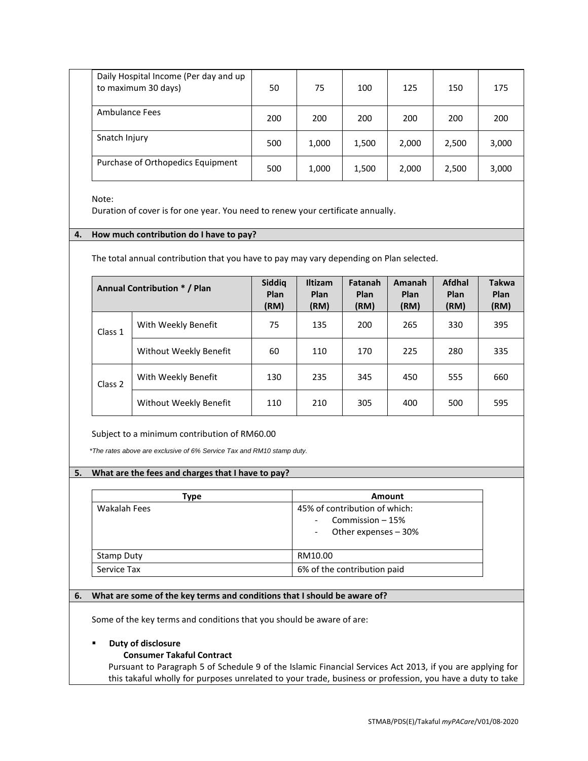| Daily Hospital Income (Per day and up to maximum 30 days) | 50 | 75 | 100 | 125 | 150 | 175 |
|---|---|---|---|---|---|---|
| Ambulance Fees | 200 | 200 | 200 | 200 | 200 | 200 |
| Snatch Injury | 500 | 1,000 | 1,500 | 2,000 | 2,500 | 3,000 |
| Purchase of Orthopedics Equipment | 500 | 1,000 | 1,500 | 2,000 | 2,500 | 3,000 |

Note:
Duration of cover is for one year. You need to renew your certificate annually.

## 4. How much contribution do I have to pay?

The total annual contribution that you have to pay may vary depending on Plan selected.

| Annual Contribution * / Plan | | Siddiq Plan (RM) | Iltizam Plan (RM) | Fatanah Plan (RM) | Amanah Plan (RM) | Afdhal Plan (RM) | Takwa Plan (RM) |
|---|---|---|---|---|---|---|---|
| Class 1 | With Weekly Benefit | 75 | 135 | 200 | 265 | 330 | 395 |
| | Without Weekly Benefit | 60 | 110 | 170 | 225 | 280 | 335 |
| Class 2 | With Weekly Benefit | 130 | 235 | 345 | 450 | 555 | 660 |
| | Without Weekly Benefit | 110 | 210 | 305 | 400 | 500 | 595 |

Subject to a minimum contribution of RM60.00

*\*The rates above are exclusive of 6% Service Tax and RM10 stamp duty.*

## 5. What are the fees and charges that I have to pay?

| Type | Amount |
|---|---|
| Wakalah Fees | 45% of contribution of which:<br>- Commission – 15%<br>- Other expenses – 30% |
| Stamp Duty | RM10.00 |
| Service Tax | 6% of the contribution paid |

## 6. What are some of the key terms and conditions that I should be aware of?

Some of the key terms and conditions that you should be aware of are:

- **Duty of disclosure**

  **Consumer Takaful Contract**

  Pursuant to Paragraph 5 of Schedule 9 of the Islamic Financial Services Act 2013, if you are applying for this takaful wholly for purposes unrelated to your trade, business or profession, you have a duty to take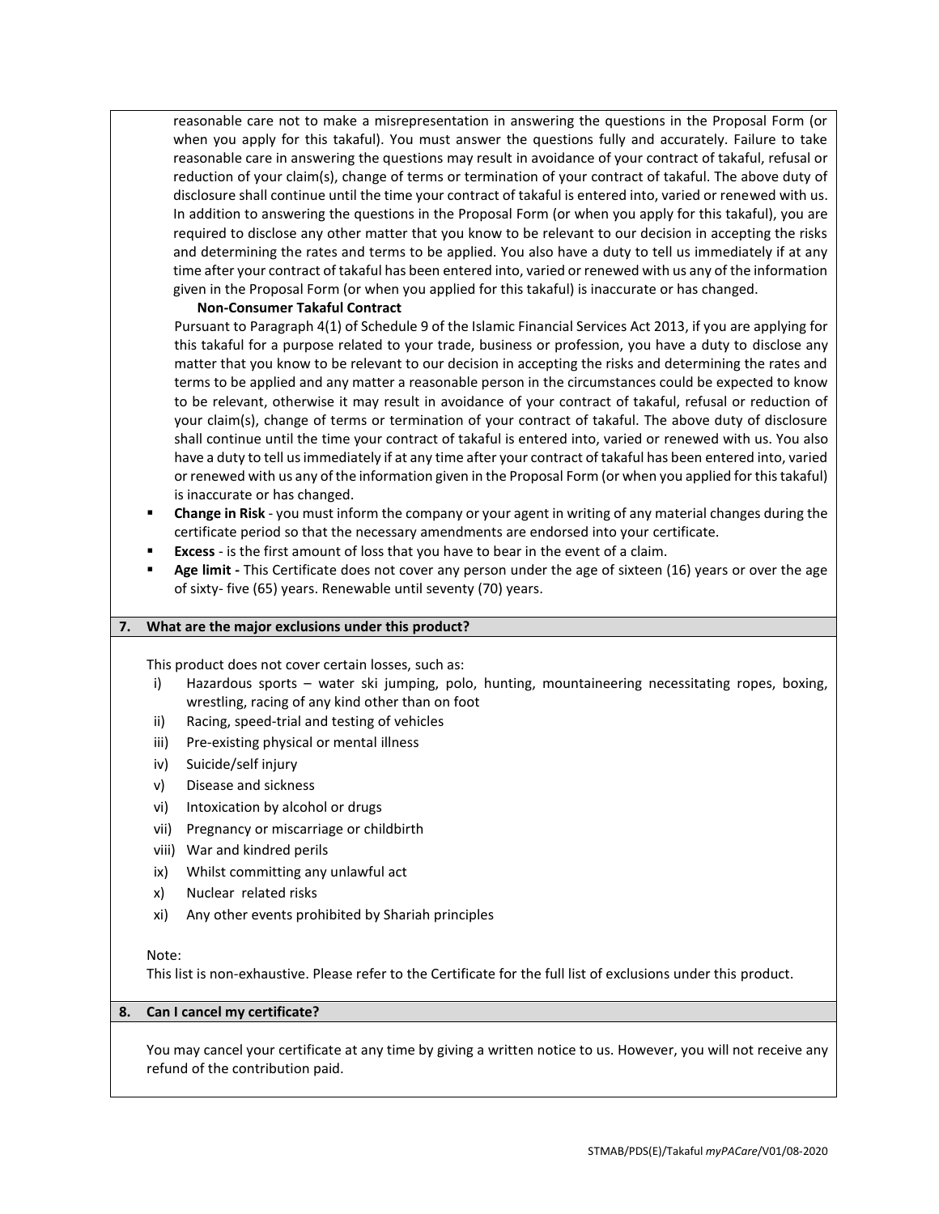reasonable care not to make a misrepresentation in answering the questions in the Proposal Form (or when you apply for this takaful). You must answer the questions fully and accurately. Failure to take reasonable care in answering the questions may result in avoidance of your contract of takaful, refusal or reduction of your claim(s), change of terms or termination of your contract of takaful. The above duty of disclosure shall continue until the time your contract of takaful is entered into, varied or renewed with us. In addition to answering the questions in the Proposal Form (or when you apply for this takaful), you are required to disclose any other matter that you know to be relevant to our decision in accepting the risks and determining the rates and terms to be applied. You also have a duty to tell us immediately if at any time after your contract of takaful has been entered into, varied or renewed with us any of the information given in the Proposal Form (or when you applied for this takaful) is inaccurate or has changed.

**Non-Consumer Takaful Contract**

Pursuant to Paragraph 4(1) of Schedule 9 of the Islamic Financial Services Act 2013, if you are applying for this takaful for a purpose related to your trade, business or profession, you have a duty to disclose any matter that you know to be relevant to our decision in accepting the risks and determining the rates and terms to be applied and any matter a reasonable person in the circumstances could be expected to know to be relevant, otherwise it may result in avoidance of your contract of takaful, refusal or reduction of your claim(s), change of terms or termination of your contract of takaful. The above duty of disclosure shall continue until the time your contract of takaful is entered into, varied or renewed with us. You also have a duty to tell us immediately if at any time after your contract of takaful has been entered into, varied or renewed with us any of the information given in the Proposal Form (or when you applied for this takaful) is inaccurate or has changed.

- **Change in Risk** - you must inform the company or your agent in writing of any material changes during the certificate period so that the necessary amendments are endorsed into your certificate.
- **Excess** - is the first amount of loss that you have to bear in the event of a claim.
- **Age limit -** This Certificate does not cover any person under the age of sixteen (16) years or over the age of sixty- five (65) years. Renewable until seventy (70) years.

## 7. What are the major exclusions under this product?

This product does not cover certain losses, such as:

i) Hazardous sports – water ski jumping, polo, hunting, mountaineering necessitating ropes, boxing, wrestling, racing of any kind other than on foot
ii) Racing, speed-trial and testing of vehicles
iii) Pre-existing physical or mental illness
iv) Suicide/self injury
v) Disease and sickness
vi) Intoxication by alcohol or drugs
vii) Pregnancy or miscarriage or childbirth
viii) War and kindred perils
ix) Whilst committing any unlawful act
x) Nuclear related risks
xi) Any other events prohibited by Shariah principles

Note:
This list is non-exhaustive. Please refer to the Certificate for the full list of exclusions under this product.

## 8. Can I cancel my certificate?

You may cancel your certificate at any time by giving a written notice to us. However, you will not receive any refund of the contribution paid.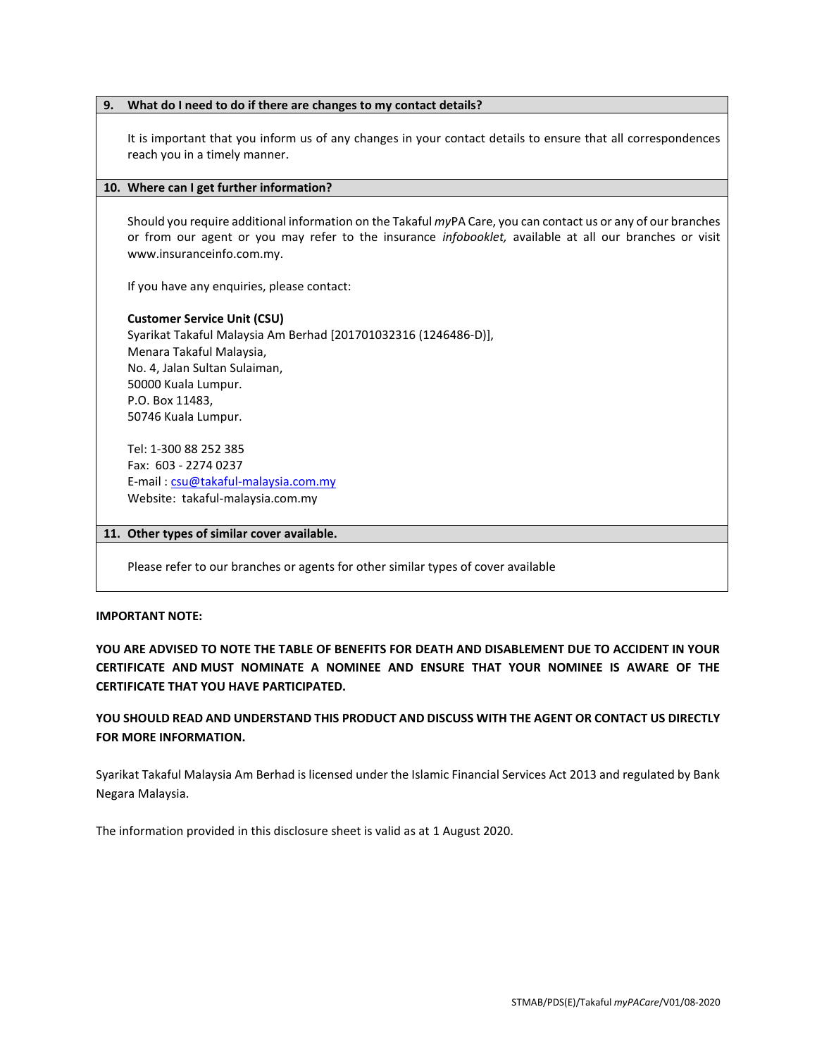## 9. What do I need to do if there are changes to my contact details?

It is important that you inform us of any changes in your contact details to ensure that all correspondences reach you in a timely manner.

## 10. Where can I get further information?

Should you require additional information on the Takaful *my*PA Care, you can contact us or any of our branches or from our agent or you may refer to the insurance *infobooklet,* available at all our branches or visit www.insuranceinfo.com.my.

If you have any enquiries, please contact:

**Customer Service Unit (CSU)**
Syarikat Takaful Malaysia Am Berhad [201701032316 (1246486-D)],
Menara Takaful Malaysia,
No. 4, Jalan Sultan Sulaiman,
50000 Kuala Lumpur.
P.O. Box 11483,
50746 Kuala Lumpur.

Tel: 1-300 88 252 385
Fax: 603 - 2274 0237
E-mail : csu@takaful-malaysia.com.my
Website: takaful-malaysia.com.my

## 11. Other types of similar cover available.

Please refer to our branches or agents for other similar types of cover available

**IMPORTANT NOTE:**

**YOU ARE ADVISED TO NOTE THE TABLE OF BENEFITS FOR DEATH AND DISABLEMENT DUE TO ACCIDENT IN YOUR CERTIFICATE AND MUST NOMINATE A NOMINEE AND ENSURE THAT YOUR NOMINEE IS AWARE OF THE CERTIFICATE THAT YOU HAVE PARTICIPATED.**

**YOU SHOULD READ AND UNDERSTAND THIS PRODUCT AND DISCUSS WITH THE AGENT OR CONTACT US DIRECTLY FOR MORE INFORMATION.**

Syarikat Takaful Malaysia Am Berhad is licensed under the Islamic Financial Services Act 2013 and regulated by Bank Negara Malaysia.

The information provided in this disclosure sheet is valid as at 1 August 2020.

STMAB/PDS(E)/Takaful *myPACare*/V01/08-2020